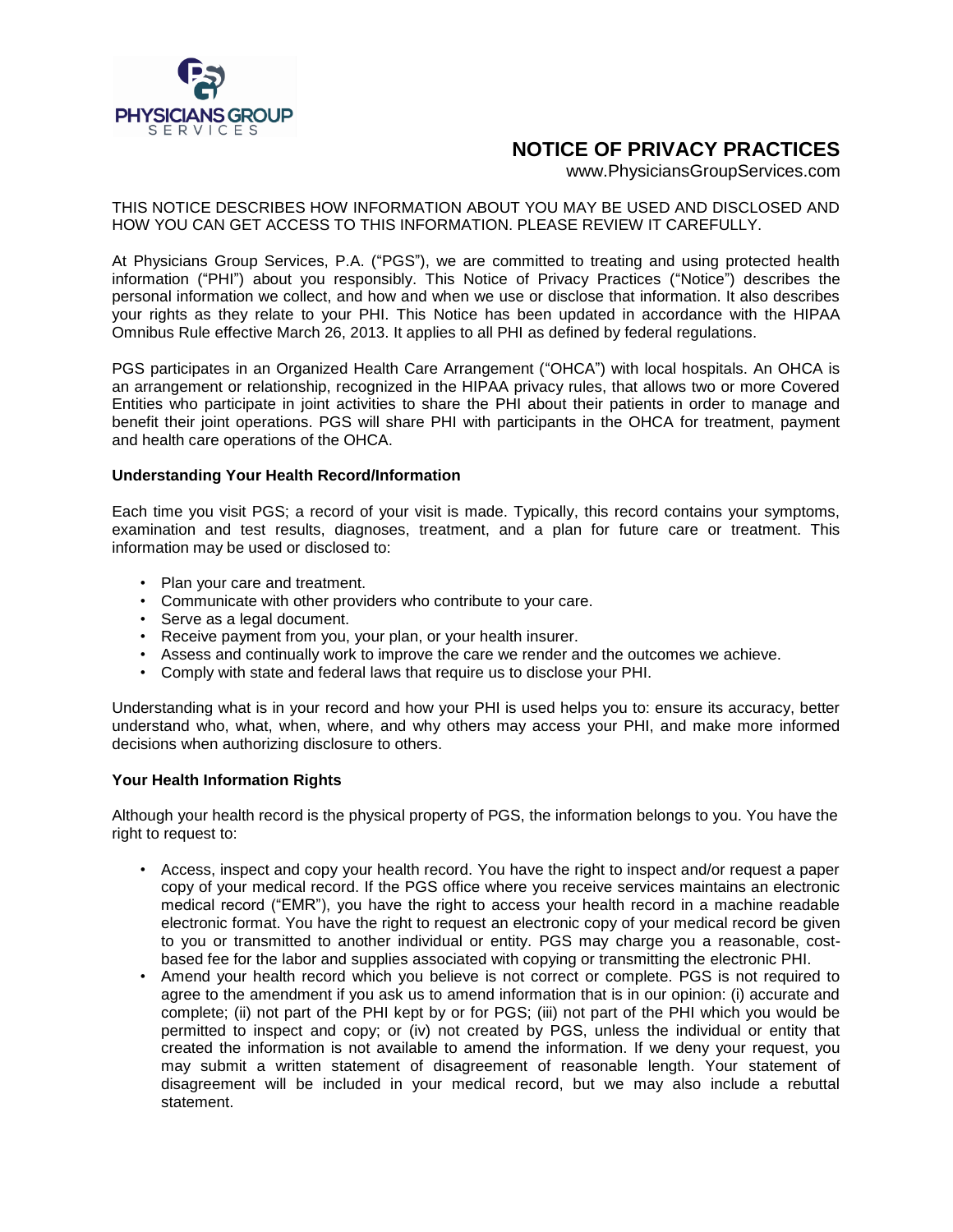PHYSICIANS GROUP SERVICES

# NOTICE OF PRIVACY PRACTICES

www.PhysiciansGroupServices.com

THIS NOTICE DESCRIBES HOW INFORMATION ABOUT YOU MAY BE USED AND DISCLOSED AND HOW YOU CAN GET ACCESS TO THIS INFORMATION. PLEASE REVIEW IT CAREFULLY.

At Physicians Group Services, P.A. ("PGS"), we are committed to treating and using protected health information ("PHI") about you responsibly. This Notice of Privacy Practices ("Notice") describes the personal information we collect, and how and when we use or disclose that information. It also describes your rights as they relate to your PHI. This Notice has been updated in accordance with the HIPAA Omnibus Rule effective March 26, 2013. It applies to all PHI as defined by federal regulations.

PGS participates in an Organized Health Care Arrangement ("OHCA") with local hospitals. An OHCA is an arrangement or relationship, recognized in the HIPAA privacy rules, that allows two or more Covered Entities who participate in joint activities to share the PHI about their patients in order to manage and benefit their joint operations. PGS will share PHI with participants in the OHCA for treatment, payment and health care operations of the OHCA.

**Understanding Your Health Record/Information**

Each time you visit PGS; a record of your visit is made. Typically, this record contains your symptoms, examination and test results, diagnoses, treatment, and a plan for future care or treatment. This information may be used or disclosed to:

- Plan your care and treatment.
- Communicate with other providers who contribute to your care.
- Serve as a legal document.
- Receive payment from you, your plan, or your health insurer.
- Assess and continually work to improve the care we render and the outcomes we achieve.
- Comply with state and federal laws that require us to disclose your PHI.

Understanding what is in your record and how your PHI is used helps you to: ensure its accuracy, better understand who, what, when, where, and why others may access your PHI, and make more informed decisions when authorizing disclosure to others.

**Your Health Information Rights**

Although your health record is the physical property of PGS, the information belongs to you. You have the right to request to:

- Access, inspect and copy your health record. You have the right to inspect and/or request a paper copy of your medical record. If the PGS office where you receive services maintains an electronic medical record ("EMR"), you have the right to access your health record in a machine readable electronic format. You have the right to request an electronic copy of your medical record be given to you or transmitted to another individual or entity. PGS may charge you a reasonable, cost-based fee for the labor and supplies associated with copying or transmitting the electronic PHI.
- Amend your health record which you believe is not correct or complete. PGS is not required to agree to the amendment if you ask us to amend information that is in our opinion: (i) accurate and complete; (ii) not part of the PHI kept by or for PGS; (iii) not part of the PHI which you would be permitted to inspect and copy; or (iv) not created by PGS, unless the individual or entity that created the information is not available to amend the information. If we deny your request, you may submit a written statement of disagreement of reasonable length. Your statement of disagreement will be included in your medical record, but we may also include a rebuttal statement.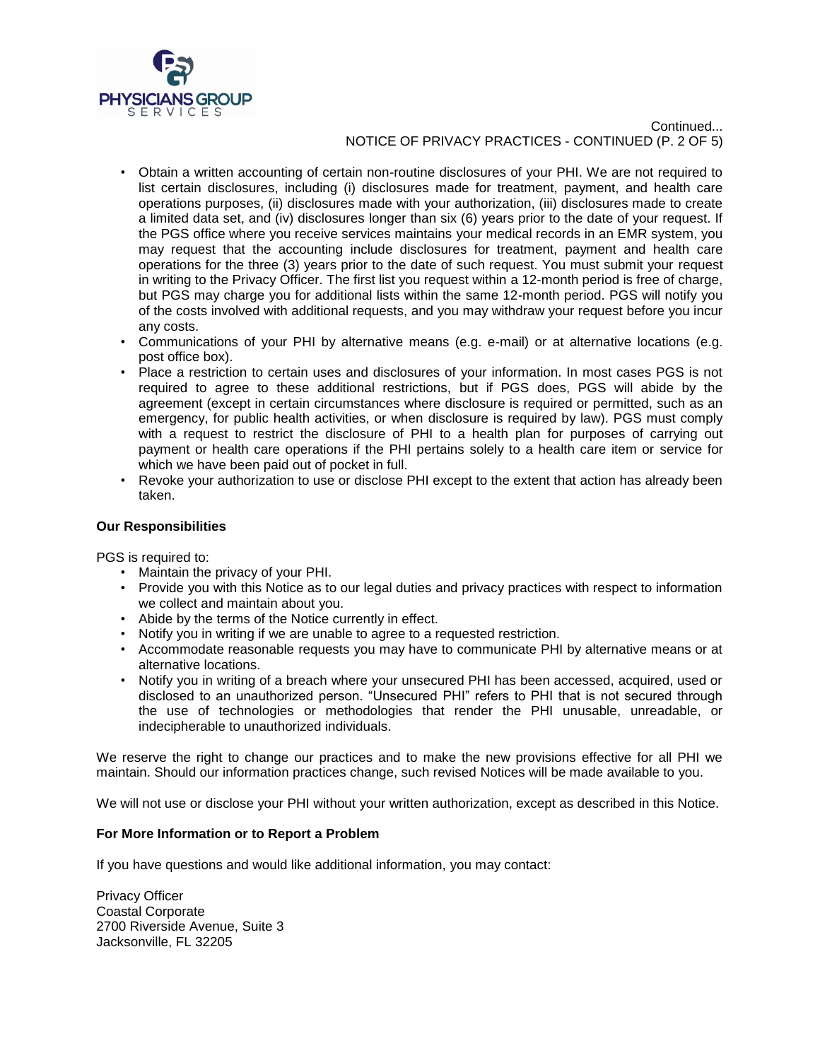- Obtain a written accounting of certain non-routine disclosures of your PHI. We are not required to list certain disclosures, including (i) disclosures made for treatment, payment, and health care operations purposes, (ii) disclosures made with your authorization, (iii) disclosures made to create a limited data set, and (iv) disclosures longer than six (6) years prior to the date of your request. If the PGS office where you receive services maintains your medical records in an EMR system, you may request that the accounting include disclosures for treatment, payment and health care operations for the three (3) years prior to the date of such request. You must submit your request in writing to the Privacy Officer. The first list you request within a 12-month period is free of charge, but PGS may charge you for additional lists within the same 12-month period. PGS will notify you of the costs involved with additional requests, and you may withdraw your request before you incur any costs.
- Communications of your PHI by alternative means (e.g. e-mail) or at alternative locations (e.g. post office box).
- Place a restriction to certain uses and disclosures of your information. In most cases PGS is not required to agree to these additional restrictions, but if PGS does, PGS will abide by the agreement (except in certain circumstances where disclosure is required or permitted, such as an emergency, for public health activities, or when disclosure is required by law). PGS must comply with a request to restrict the disclosure of PHI to a health plan for purposes of carrying out payment or health care operations if the PHI pertains solely to a health care item or service for which we have been paid out of pocket in full.
- Revoke your authorization to use or disclose PHI except to the extent that action has already been taken.

**Our Responsibilities**

PGS is required to:

- Maintain the privacy of your PHI.
- Provide you with this Notice as to our legal duties and privacy practices with respect to information we collect and maintain about you.
- Abide by the terms of the Notice currently in effect.
- Notify you in writing if we are unable to agree to a requested restriction.
- Accommodate reasonable requests you may have to communicate PHI by alternative means or at alternative locations.
- Notify you in writing of a breach where your unsecured PHI has been accessed, acquired, used or disclosed to an unauthorized person. "Unsecured PHI" refers to PHI that is not secured through the use of technologies or methodologies that render the PHI unusable, unreadable, or indecipherable to unauthorized individuals.

We reserve the right to change our practices and to make the new provisions effective for all PHI we maintain. Should our information practices change, such revised Notices will be made available to you.

We will not use or disclose your PHI without your written authorization, except as described in this Notice.

**For More Information or to Report a Problem**

If you have questions and would like additional information, you may contact:

Privacy Officer
Coastal Corporate
2700 Riverside Avenue, Suite 3
Jacksonville, FL 32205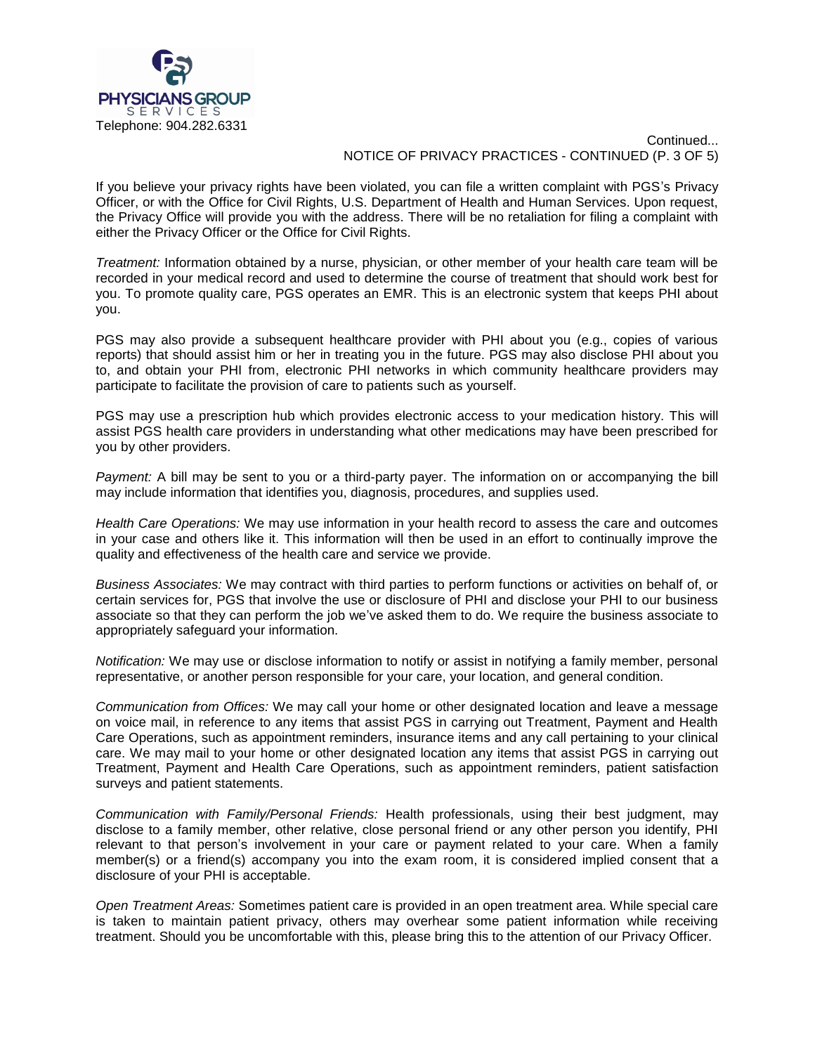If you believe your privacy rights have been violated, you can file a written complaint with PGS's Privacy Officer, or with the Office for Civil Rights, U.S. Department of Health and Human Services. Upon request, the Privacy Office will provide you with the address. There will be no retaliation for filing a complaint with either the Privacy Officer or the Office for Civil Rights.

*Treatment:* Information obtained by a nurse, physician, or other member of your health care team will be recorded in your medical record and used to determine the course of treatment that should work best for you. To promote quality care, PGS operates an EMR. This is an electronic system that keeps PHI about you.

PGS may also provide a subsequent healthcare provider with PHI about you (e.g., copies of various reports) that should assist him or her in treating you in the future. PGS may also disclose PHI about you to, and obtain your PHI from, electronic PHI networks in which community healthcare providers may participate to facilitate the provision of care to patients such as yourself.

PGS may use a prescription hub which provides electronic access to your medication history. This will assist PGS health care providers in understanding what other medications may have been prescribed for you by other providers.

*Payment:* A bill may be sent to you or a third-party payer. The information on or accompanying the bill may include information that identifies you, diagnosis, procedures, and supplies used.

*Health Care Operations:* We may use information in your health record to assess the care and outcomes in your case and others like it. This information will then be used in an effort to continually improve the quality and effectiveness of the health care and service we provide.

*Business Associates:* We may contract with third parties to perform functions or activities on behalf of, or certain services for, PGS that involve the use or disclosure of PHI and disclose your PHI to our business associate so that they can perform the job we've asked them to do. We require the business associate to appropriately safeguard your information.

*Notification:* We may use or disclose information to notify or assist in notifying a family member, personal representative, or another person responsible for your care, your location, and general condition.

*Communication from Offices:* We may call your home or other designated location and leave a message on voice mail, in reference to any items that assist PGS in carrying out Treatment, Payment and Health Care Operations, such as appointment reminders, insurance items and any call pertaining to your clinical care. We may mail to your home or other designated location any items that assist PGS in carrying out Treatment, Payment and Health Care Operations, such as appointment reminders, patient satisfaction surveys and patient statements.

*Communication with Family/Personal Friends:* Health professionals, using their best judgment, may disclose to a family member, other relative, close personal friend or any other person you identify, PHI relevant to that person's involvement in your care or payment related to your care. When a family member(s) or a friend(s) accompany you into the exam room, it is considered implied consent that a disclosure of your PHI is acceptable.

*Open Treatment Areas:* Sometimes patient care is provided in an open treatment area. While special care is taken to maintain patient privacy, others may overhear some patient information while receiving treatment. Should you be uncomfortable with this, please bring this to the attention of our Privacy Officer.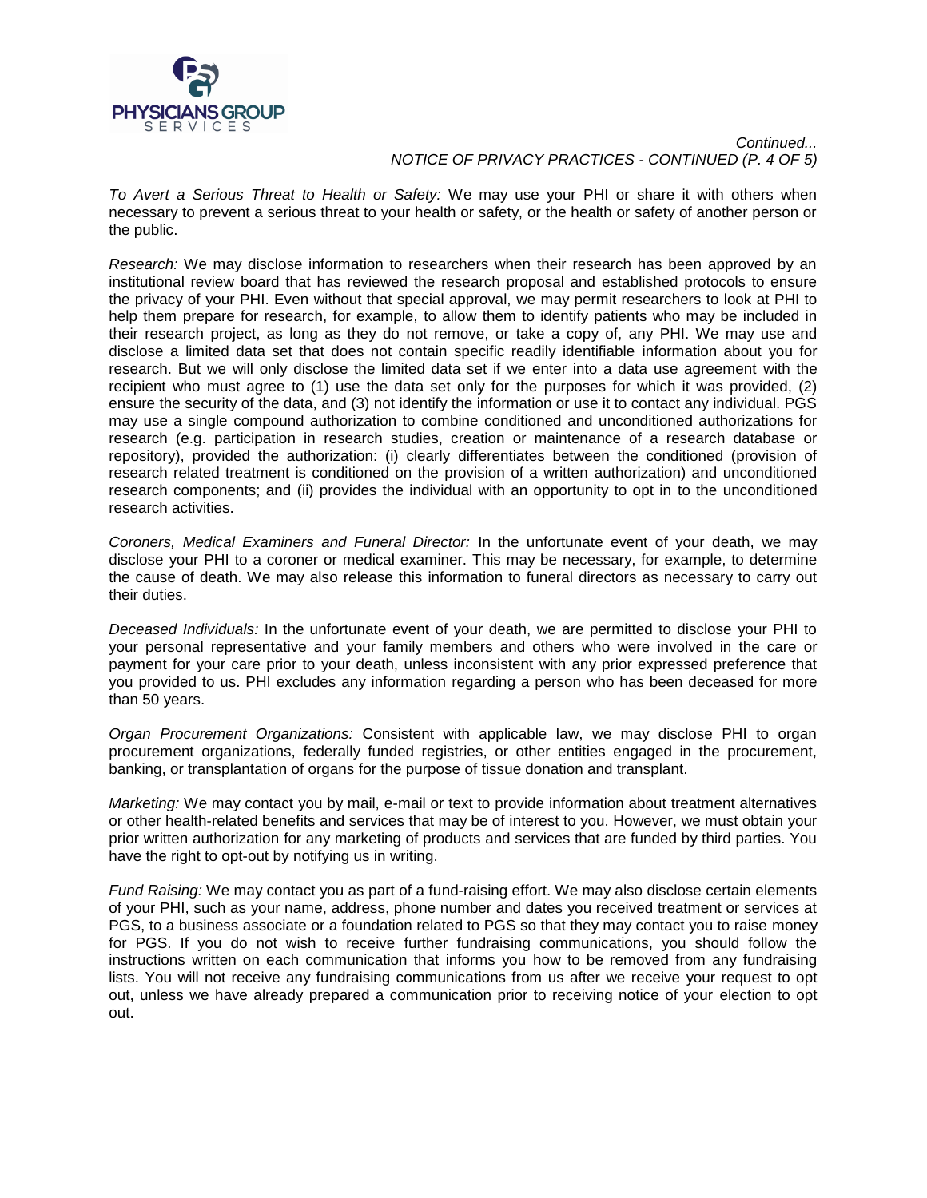*To Avert a Serious Threat to Health or Safety:* We may use your PHI or share it with others when necessary to prevent a serious threat to your health or safety, or the health or safety of another person or the public.

*Research:* We may disclose information to researchers when their research has been approved by an institutional review board that has reviewed the research proposal and established protocols to ensure the privacy of your PHI. Even without that special approval, we may permit researchers to look at PHI to help them prepare for research, for example, to allow them to identify patients who may be included in their research project, as long as they do not remove, or take a copy of, any PHI. We may use and disclose a limited data set that does not contain specific readily identifiable information about you for research. But we will only disclose the limited data set if we enter into a data use agreement with the recipient who must agree to (1) use the data set only for the purposes for which it was provided, (2) ensure the security of the data, and (3) not identify the information or use it to contact any individual. PGS may use a single compound authorization to combine conditioned and unconditioned authorizations for research (e.g. participation in research studies, creation or maintenance of a research database or repository), provided the authorization: (i) clearly differentiates between the conditioned (provision of research related treatment is conditioned on the provision of a written authorization) and unconditioned research components; and (ii) provides the individual with an opportunity to opt in to the unconditioned research activities.

*Coroners, Medical Examiners and Funeral Director:* In the unfortunate event of your death, we may disclose your PHI to a coroner or medical examiner. This may be necessary, for example, to determine the cause of death. We may also release this information to funeral directors as necessary to carry out their duties.

*Deceased Individuals:* In the unfortunate event of your death, we are permitted to disclose your PHI to your personal representative and your family members and others who were involved in the care or payment for your care prior to your death, unless inconsistent with any prior expressed preference that you provided to us. PHI excludes any information regarding a person who has been deceased for more than 50 years.

*Organ Procurement Organizations:* Consistent with applicable law, we may disclose PHI to organ procurement organizations, federally funded registries, or other entities engaged in the procurement, banking, or transplantation of organs for the purpose of tissue donation and transplant.

*Marketing:* We may contact you by mail, e-mail or text to provide information about treatment alternatives or other health-related benefits and services that may be of interest to you. However, we must obtain your prior written authorization for any marketing of products and services that are funded by third parties. You have the right to opt-out by notifying us in writing.

*Fund Raising:* We may contact you as part of a fund-raising effort. We may also disclose certain elements of your PHI, such as your name, address, phone number and dates you received treatment or services at PGS, to a business associate or a foundation related to PGS so that they may contact you to raise money for PGS. If you do not wish to receive further fundraising communications, you should follow the instructions written on each communication that informs you how to be removed from any fundraising lists. You will not receive any fundraising communications from us after we receive your request to opt out, unless we have already prepared a communication prior to receiving notice of your election to opt out.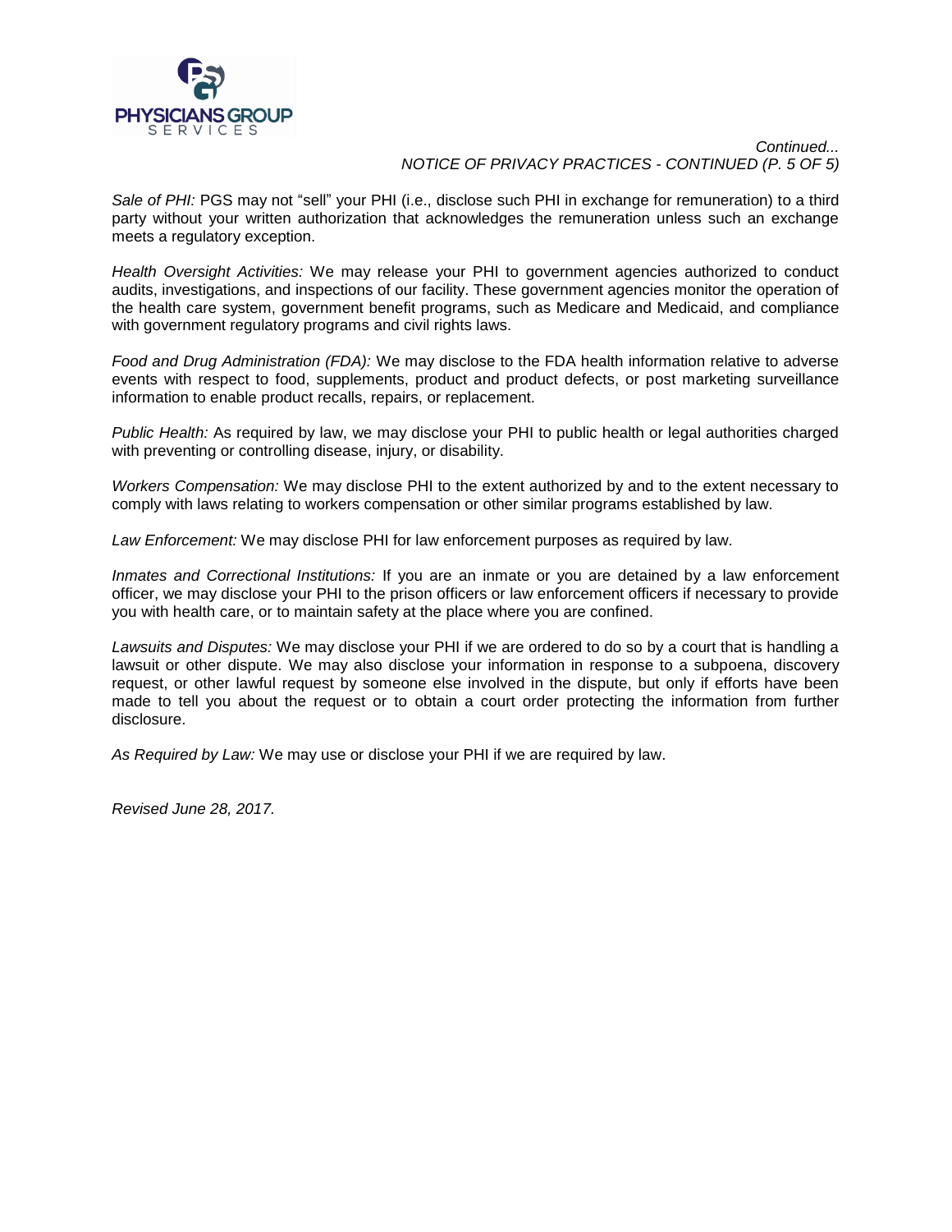*Continued...*
*NOTICE OF PRIVACY PRACTICES - CONTINUED (P. 5 OF 5)*

*Sale of PHI:* PGS may not "sell" your PHI (i.e., disclose such PHI in exchange for remuneration) to a third party without your written authorization that acknowledges the remuneration unless such an exchange meets a regulatory exception.

*Health Oversight Activities:* We may release your PHI to government agencies authorized to conduct audits, investigations, and inspections of our facility. These government agencies monitor the operation of the health care system, government benefit programs, such as Medicare and Medicaid, and compliance with government regulatory programs and civil rights laws.

*Food and Drug Administration (FDA):* We may disclose to the FDA health information relative to adverse events with respect to food, supplements, product and product defects, or post marketing surveillance information to enable product recalls, repairs, or replacement.

*Public Health:* As required by law, we may disclose your PHI to public health or legal authorities charged with preventing or controlling disease, injury, or disability.

*Workers Compensation:* We may disclose PHI to the extent authorized by and to the extent necessary to comply with laws relating to workers compensation or other similar programs established by law.

*Law Enforcement:* We may disclose PHI for law enforcement purposes as required by law.

*Inmates and Correctional Institutions:* If you are an inmate or you are detained by a law enforcement officer, we may disclose your PHI to the prison officers or law enforcement officers if necessary to provide you with health care, or to maintain safety at the place where you are confined.

*Lawsuits and Disputes:* We may disclose your PHI if we are ordered to do so by a court that is handling a lawsuit or other dispute. We may also disclose your information in response to a subpoena, discovery request, or other lawful request by someone else involved in the dispute, but only if efforts have been made to tell you about the request or to obtain a court order protecting the information from further disclosure.

*As Required by Law:* We may use or disclose your PHI if we are required by law.

*Revised June 28, 2017.*